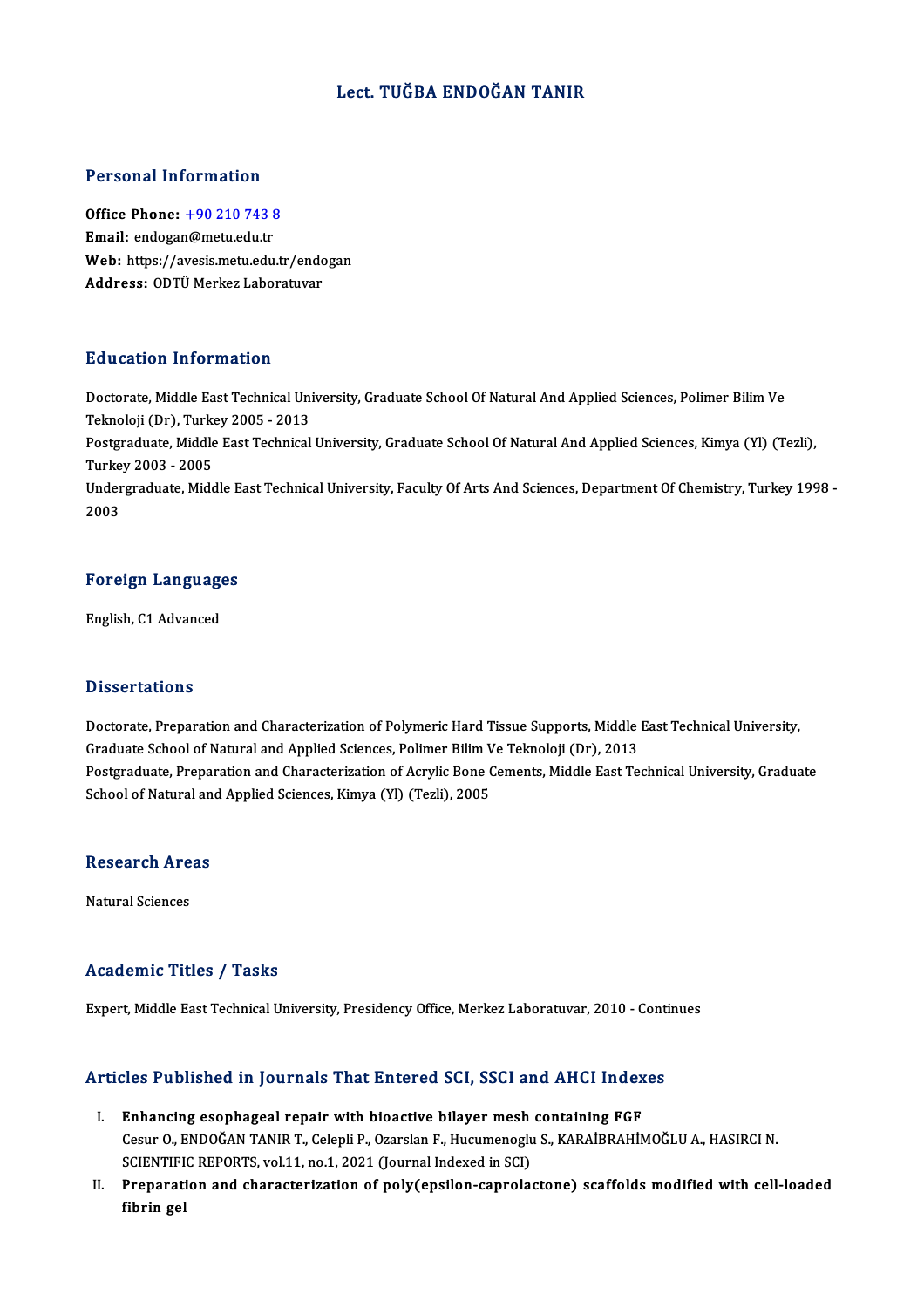# Lect. TUĞBA ENDOĞAN TANIR

## Personal Information

**Office Phone:** +90 210 743 8
**Email:** endogan@metu.edu.tr
**Web:** https://avesis.metu.edu.tr/endogan
**Address:** ODTÜ Merkez Laboratuvar

## Education Information

Doctorate, Middle East Technical University, Graduate School Of Natural And Applied Sciences, Polimer Bilim Ve Teknoloji (Dr), Turkey 2005 - 2013
Postgraduate, Middle East Technical University, Graduate School Of Natural And Applied Sciences, Kimya (Yl) (Tezli), Turkey 2003 - 2005
Undergraduate, Middle East Technical University, Faculty Of Arts And Sciences, Department Of Chemistry, Turkey 1998 - 2003

## Foreign Languages

English, C1 Advanced

## Dissertations

Doctorate, Preparation and Characterization of Polymeric Hard Tissue Supports, Middle East Technical University, Graduate School of Natural and Applied Sciences, Polimer Bilim Ve Teknoloji (Dr), 2013
Postgraduate, Preparation and Characterization of Acrylic Bone Cements, Middle East Technical University, Graduate School of Natural and Applied Sciences, Kimya (Yl) (Tezli), 2005

## Research Areas

Natural Sciences

## Academic Titles / Tasks

Expert, Middle East Technical University, Presidency Office, Merkez Laboratuvar, 2010 - Continues

## Articles Published in Journals That Entered SCI, SSCI and AHCI Indexes

I. **Enhancing esophageal repair with bioactive bilayer mesh containing FGF**
Cesur O., ENDOĞAN TANIR T., Celepli P., Ozarslan F., Hucumenoglu S., KARAİBRAHİMOĞLU A., HASIRCI N.
SCIENTIFIC REPORTS, vol.11, no.1, 2021 (Journal Indexed in SCI)

II. **Preparation and characterization of poly(epsilon-caprolactone) scaffolds modified with cell-loaded fibrin gel**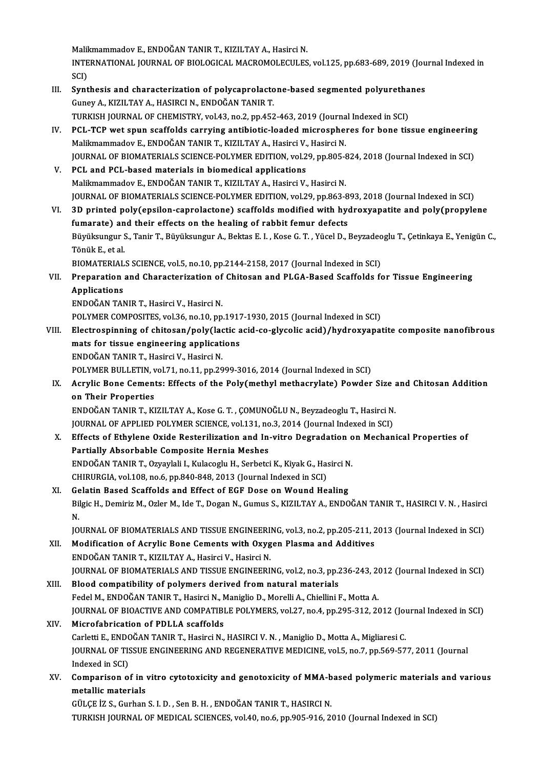Malikmammadov E., ENDOĞAN TANIR T., KIZILTAY A., Hasirci N.
INTERNATIONAL JOURNAL OF BIOLOGICAL MACROMOLECULES, vol.125, pp.683-689, 2019 (Journal Indexed in SCI)

III. **Synthesis and characterization of polycaprolactone-based segmented polyurethanes**
Guney A., KIZILTAY A., HASIRCI N., ENDOĞAN TANIR T.
TURKISH JOURNAL OF CHEMISTRY, vol.43, no.2, pp.452-463, 2019 (Journal Indexed in SCI)

IV. **PCL-TCP wet spun scaffolds carrying antibiotic-loaded microspheres for bone tissue engineering**
Malikmammadov E., ENDOĞAN TANIR T., KIZILTAY A., Hasirci V., Hasirci N.
JOURNAL OF BIOMATERIALS SCIENCE-POLYMER EDITION, vol.29, pp.805-824, 2018 (Journal Indexed in SCI)

V. **PCL and PCL-based materials in biomedical applications**
Malikmammadov E., ENDOĞAN TANIR T., KIZILTAY A., Hasirci V., Hasirci N.
JOURNAL OF BIOMATERIALS SCIENCE-POLYMER EDITION, vol.29, pp.863-893, 2018 (Journal Indexed in SCI)

VI. **3D printed poly(epsilon-caprolactone) scaffolds modified with hydroxyapatite and poly(propylene fumarate) and their effects on the healing of rabbit femur defects**
Büyüksungur S., Tanir T., Büyüksungur A., Bektas E. I. , Kose G. T. , Yücel D., Beyzadeoglu T., Çetinkaya E., Yenigün C., Tönük E., et al.
BIOMATERIALS SCIENCE, vol.5, no.10, pp.2144-2158, 2017 (Journal Indexed in SCI)

VII. **Preparation and Characterization of Chitosan and PLGA-Based Scaffolds for Tissue Engineering Applications**
ENDOĞAN TANIR T., Hasirci V., Hasirci N.
POLYMER COMPOSITES, vol.36, no.10, pp.1917-1930, 2015 (Journal Indexed in SCI)

VIII. **Electrospinning of chitosan/poly(lactic acid-co-glycolic acid)/hydroxyapatite composite nanofibrous mats for tissue engineering applications**
ENDOĞAN TANIR T., Hasirci V., Hasirci N.
POLYMER BULLETIN, vol.71, no.11, pp.2999-3016, 2014 (Journal Indexed in SCI)

IX. **Acrylic Bone Cements: Effects of the Poly(methyl methacrylate) Powder Size and Chitosan Addition on Their Properties**
ENDOĞAN TANIR T., KIZILTAY A., Kose G. T. , ÇOMUNOĞLU N., Beyzadeoglu T., Hasirci N.
JOURNAL OF APPLIED POLYMER SCIENCE, vol.131, no.3, 2014 (Journal Indexed in SCI)

X. **Effects of Ethylene Oxide Resterilization and In-vitro Degradation on Mechanical Properties of Partially Absorbable Composite Hernia Meshes**
ENDOĞAN TANIR T., Ozyaylali I., Kulacoglu H., Serbetci K., Kiyak G., Hasirci N.
CHIRURGIA, vol.108, no.6, pp.840-848, 2013 (Journal Indexed in SCI)

XI. **Gelatin Based Scaffolds and Effect of EGF Dose on Wound Healing**
Bilgic H., Demiriz M., Ozler M., Ide T., Dogan N., Gumus S., KIZILTAY A., ENDOĞAN TANIR T., HASIRCI V. N. , Hasirci N.
JOURNAL OF BIOMATERIALS AND TISSUE ENGINEERING, vol.3, no.2, pp.205-211, 2013 (Journal Indexed in SCI)

XII. **Modification of Acrylic Bone Cements with Oxygen Plasma and Additives**
ENDOĞAN TANIR T., KIZILTAY A., Hasirci V., Hasirci N.
JOURNAL OF BIOMATERIALS AND TISSUE ENGINEERING, vol.2, no.3, pp.236-243, 2012 (Journal Indexed in SCI)

XIII. **Blood compatibility of polymers derived from natural materials**
Fedel M., ENDOĞAN TANIR T., Hasirci N., Maniglio D., Morelli A., Chiellini F., Motta A.
JOURNAL OF BIOACTIVE AND COMPATIBLE POLYMERS, vol.27, no.4, pp.295-312, 2012 (Journal Indexed in SCI)

XIV. **Microfabrication of PDLLA scaffolds**
Carletti E., ENDOĞAN TANIR T., Hasirci N., HASIRCI V. N. , Maniglio D., Motta A., Migliaresi C.
JOURNAL OF TISSUE ENGINEERING AND REGENERATIVE MEDICINE, vol.5, no.7, pp.569-577, 2011 (Journal Indexed in SCI)

XV. **Comparison of in vitro cytotoxicity and genotoxicity of MMA-based polymeric materials and various metallic materials**
GÜLÇE İZ S., Gurhan S. I. D. , Sen B. H. , ENDOĞAN TANIR T., HASIRCI N.
TURKISH JOURNAL OF MEDICAL SCIENCES, vol.40, no.6, pp.905-916, 2010 (Journal Indexed in SCI)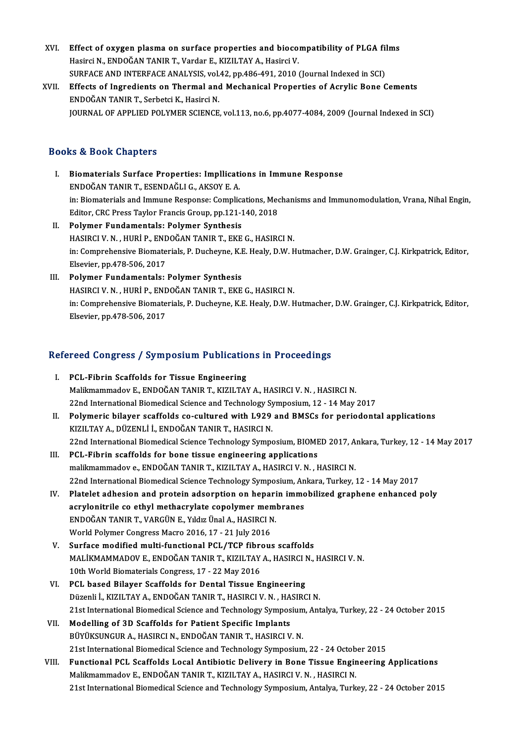XVI. **Effect of oxygen plasma on surface properties and biocompatibility of PLGA films**
Hasirci N., ENDOĞAN TANIR T., Vardar E., KIZILTAY A., Hasirci V.
SURFACE AND INTERFACE ANALYSIS, vol.42, pp.486-491, 2010 (Journal Indexed in SCI)

XVII. **Effects of Ingredients on Thermal and Mechanical Properties of Acrylic Bone Cements**
ENDOĞAN TANIR T., Serbetci K., Hasirci N.
JOURNAL OF APPLIED POLYMER SCIENCE, vol.113, no.6, pp.4077-4084, 2009 (Journal Indexed in SCI)

## Books & Book Chapters

I. **Biomaterials Surface Properties: Impllications in Immune Response**
ENDOĞAN TANIR T., ESENDAĞLI G., AKSOY E. A.
in: Biomaterials and Immune Response: Complications, Mechanisms and Immunomodulation, Vrana, Nihal Engin, Editor, CRC Press Taylor Francis Group, pp.121-140, 2018

II. **Polymer Fundamentals: Polymer Synthesis**
HASIRCI V. N. , HURİ P., ENDOĞAN TANIR T., EKE G., HASIRCI N.
in: Comprehensive Biomaterials, P. Ducheyne, K.E. Healy, D.W. Hutmacher, D.W. Grainger, C.J. Kirkpatrick, Editor, Elsevier, pp.478-506, 2017

III. **Polymer Fundamentals: Polymer Synthesis**
HASIRCI V. N. , HURİ P., ENDOĞAN TANIR T., EKE G., HASIRCI N.
in: Comprehensive Biomaterials, P. Ducheyne, K.E. Healy, D.W. Hutmacher, D.W. Grainger, C.J. Kirkpatrick, Editor, Elsevier, pp.478-506, 2017

## Refereed Congress / Symposium Publications in Proceedings

I. **PCL-Fibrin Scaffolds for Tissue Engineering**
Malikmammadov E., ENDOĞAN TANIR T., KIZILTAY A., HASIRCI V. N. , HASIRCI N.
22nd International Biomedical Science and Technology Symposium, 12 - 14 May 2017

II. **Polymeric bilayer scaffolds co-cultured with L929 and BMSCs for periodontal applications**
KIZILTAY A., DÜZENLİ İ., ENDOĞAN TANIR T., HASIRCI N.
22nd International Biomedical Science Technology Symposium, BIOMED 2017, Ankara, Turkey, 12 - 14 May 2017

III. **PCL-Fibrin scaffolds for bone tissue engineering applications**
malikmammadov e., ENDOĞAN TANIR T., KIZILTAY A., HASIRCI V. N. , HASIRCI N.
22nd International Biomedical Science Technology Symposium, Ankara, Turkey, 12 - 14 May 2017

IV. **Platelet adhesion and protein adsorption on heparin immobilized graphene enhanced poly acrylonitrile co ethyl methacrylate copolymer membranes**
ENDOĞAN TANIR T., VARGÜN E., Yıldız Ünal A., HASIRCI N.
World Polymer Congress Macro 2016, 17 - 21 July 2016

V. **Surface modified multi-functional PCL/TCP fibrous scaffolds**
MALİKMAMMADOV E., ENDOĞAN TANIR T., KIZILTAY A., HASIRCI N., HASIRCI V. N.
10th World Biomaterials Congress, 17 - 22 May 2016

VI. **PCL based Bilayer Scaffolds for Dental Tissue Engineering**
Düzenli İ., KIZILTAY A., ENDOĞAN TANIR T., HASIRCI V. N. , HASIRCI N.
21st International Biomedical Science and Technology Symposium, Antalya, Turkey, 22 - 24 October 2015

VII. **Modelling of 3D Scaffolds for Patient Specific Implants**
BÜYÜKSUNGUR A., HASIRCI N., ENDOĞAN TANIR T., HASIRCI V. N.
21st International Biomedical Science and Technology Symposium, 22 - 24 October 2015

VIII. **Functional PCL Scaffolds Local Antibiotic Delivery in Bone Tissue Engineering Applications**
Malikmammadov E., ENDOĞAN TANIR T., KIZILTAY A., HASIRCI V. N. , HASIRCI N.
21st International Biomedical Science and Technology Symposium, Antalya, Turkey, 22 - 24 October 2015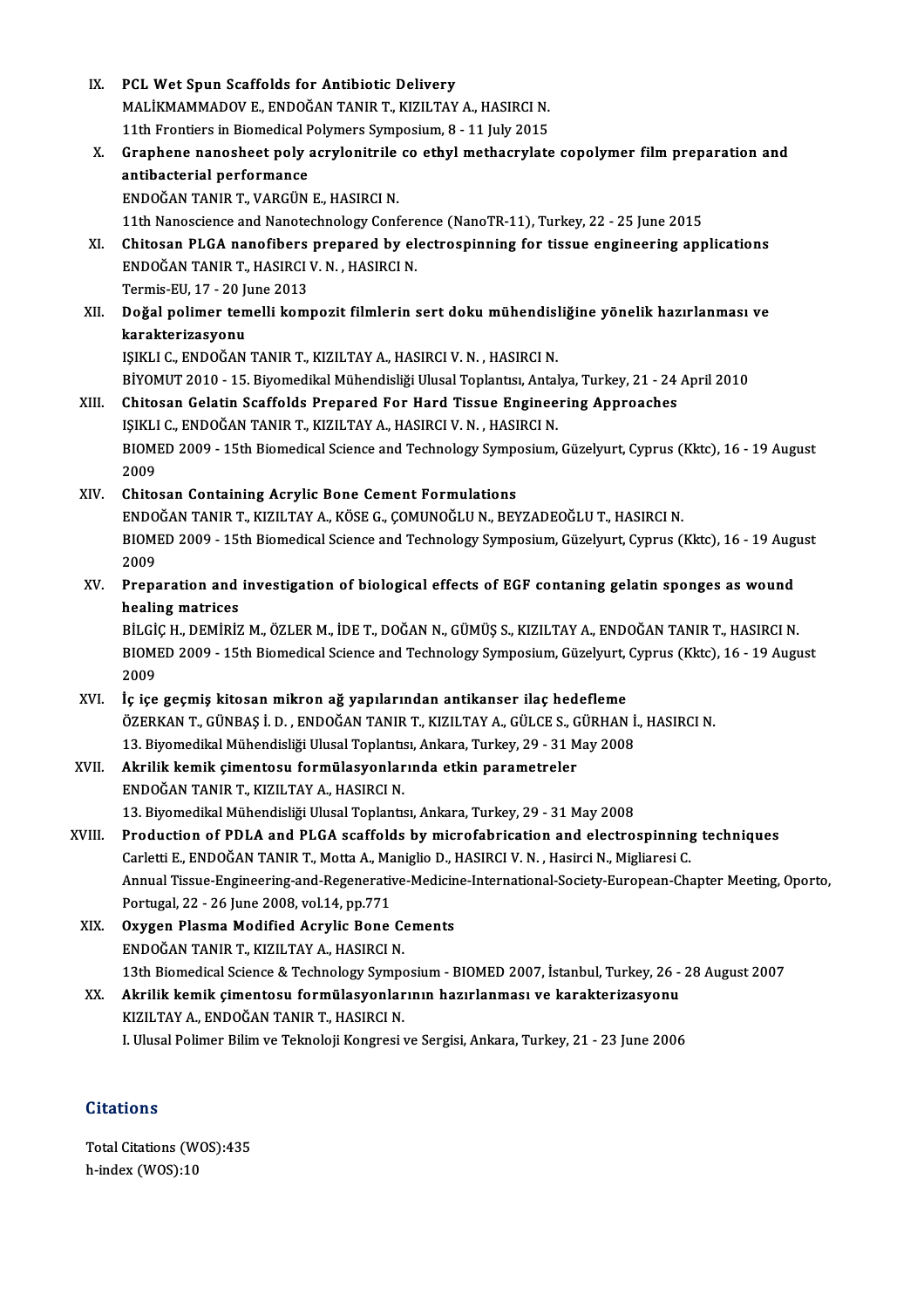IX. **PCL Wet Spun Scaffolds for Antibiotic Delivery**
MALİKMAMMADOV E., ENDOĞAN TANIR T., KIZILTAY A., HASIRCI N.
11th Frontiers in Biomedical Polymers Symposium, 8 - 11 July 2015

X. **Graphene nanosheet poly acrylonitrile co ethyl methacrylate copolymer film preparation and antibacterial performance**
ENDOĞAN TANIR T., VARGÜN E., HASIRCI N.
11th Nanoscience and Nanotechnology Conference (NanoTR-11), Turkey, 22 - 25 June 2015

XI. **Chitosan PLGA nanofibers prepared by electrospinning for tissue engineering applications**
ENDOĞAN TANIR T., HASIRCI V. N. , HASIRCI N.
Termis-EU, 17 - 20 June 2013

XII. **Doğal polimer temelli kompozit filmlerin sert doku mühendisliğine yönelik hazırlanması ve karakterizasyonu**
IŞIKLI C., ENDOĞAN TANIR T., KIZILTAY A., HASIRCI V. N. , HASIRCI N.
BİYOMUT 2010 - 15. Biyomedikal Mühendisliği Ulusal Toplantısı, Antalya, Turkey, 21 - 24 April 2010

XIII. **Chitosan Gelatin Scaffolds Prepared For Hard Tissue Engineering Approaches**
IŞIKLI C., ENDOĞAN TANIR T., KIZILTAY A., HASIRCI V. N. , HASIRCI N.
BIOMED 2009 - 15th Biomedical Science and Technology Symposium, Güzelyurt, Cyprus (Kktc), 16 - 19 August 2009

XIV. **Chitosan Containing Acrylic Bone Cement Formulations**
ENDOĞAN TANIR T., KIZILTAY A., KÖSE G., ÇOMUNOĞLU N., BEYZADEOĞLU T., HASIRCI N.
BIOMED 2009 - 15th Biomedical Science and Technology Symposium, Güzelyurt, Cyprus (Kktc), 16 - 19 August 2009

XV. **Preparation and investigation of biological effects of EGF contaning gelatin sponges as wound healing matrices**
BİLGİÇ H., DEMİRİZ M., ÖZLER M., İDE T., DOĞAN N., GÜMÜŞ S., KIZILTAY A., ENDOĞAN TANIR T., HASIRCI N.
BIOMED 2009 - 15th Biomedical Science and Technology Symposium, Güzelyurt, Cyprus (Kktc), 16 - 19 August 2009

XVI. **İç içe geçmiş kitosan mikron ağ yapılarından antikanser ilaç hedefleme**
ÖZERKAN T., GÜNBAŞ İ. D. , ENDOĞAN TANIR T., KIZILTAY A., GÜLCE S., GÜRHAN İ., HASIRCI N.
13. Biyomedikal Mühendisliği Ulusal Toplantısı, Ankara, Turkey, 29 - 31 May 2008

XVII. **Akrilik kemik çimentosu formülasyonlarında etkin parametreler**
ENDOĞAN TANIR T., KIZILTAY A., HASIRCI N.
13. Biyomedikal Mühendisliği Ulusal Toplantısı, Ankara, Turkey, 29 - 31 May 2008

XVIII. **Production of PDLA and PLGA scaffolds by microfabrication and electrospinning techniques**
Carletti E., ENDOĞAN TANIR T., Motta A., Maniglio D., HASIRCI V. N. , Hasirci N., Migliaresi C.
Annual Tissue-Engineering-and-Regenerative-Medicine-International-Society-European-Chapter Meeting, Oporto, Portugal, 22 - 26 June 2008, vol.14, pp.771

XIX. **Oxygen Plasma Modified Acrylic Bone Cements**
ENDOĞAN TANIR T., KIZILTAY A., HASIRCI N.
13th Biomedical Science & Technology Symposium - BIOMED 2007, İstanbul, Turkey, 26 - 28 August 2007

XX. **Akrilik kemik çimentosu formülasyonlarının hazırlanması ve karakterizasyonu**
KIZILTAY A., ENDOĞAN TANIR T., HASIRCI N.
I. Ulusal Polimer Bilim ve Teknoloji Kongresi ve Sergisi, Ankara, Turkey, 21 - 23 June 2006

## Citations

Total Citations (WOS):435
h-index (WOS):10